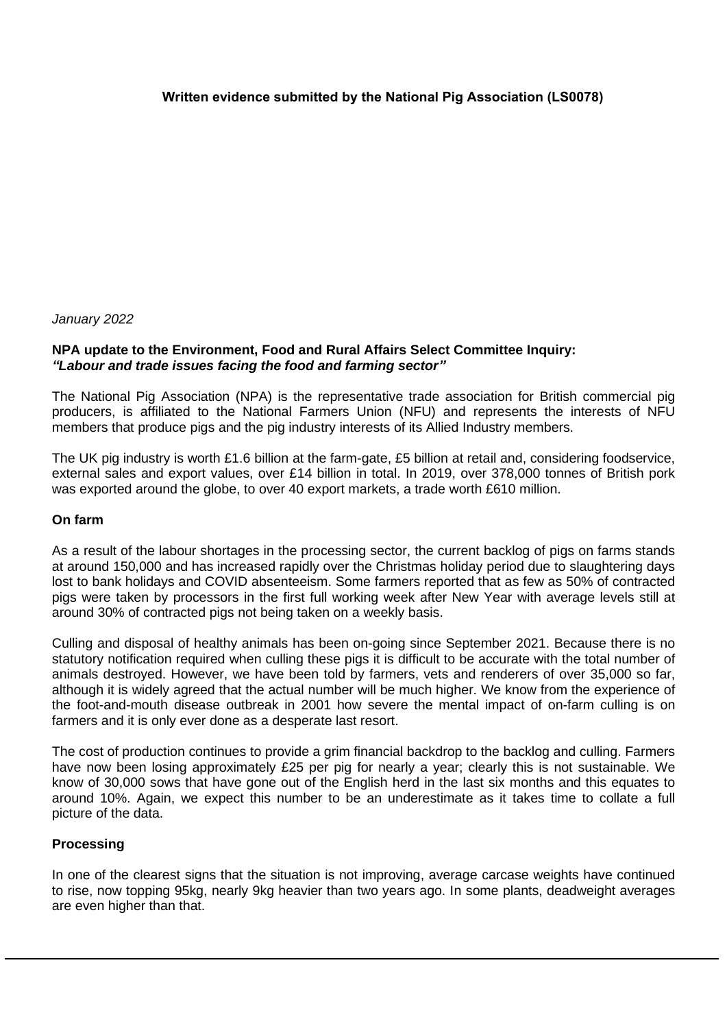**Written evidence submitted by the National Pig Association (LS0078)**

*January 2022*

**NPA update to the Environment, Food and Rural Affairs Select Committee Inquiry:**
***"Labour and trade issues facing the food and farming sector"***

The National Pig Association (NPA) is the representative trade association for British commercial pig producers, is affiliated to the National Farmers Union (NFU) and represents the interests of NFU members that produce pigs and the pig industry interests of its Allied Industry members.

The UK pig industry is worth £1.6 billion at the farm-gate, £5 billion at retail and, considering foodservice, external sales and export values, over £14 billion in total. In 2019, over 378,000 tonnes of British pork was exported around the globe, to over 40 export markets, a trade worth £610 million.

## On farm

As a result of the labour shortages in the processing sector, the current backlog of pigs on farms stands at around 150,000 and has increased rapidly over the Christmas holiday period due to slaughtering days lost to bank holidays and COVID absenteeism. Some farmers reported that as few as 50% of contracted pigs were taken by processors in the first full working week after New Year with average levels still at around 30% of contracted pigs not being taken on a weekly basis.

Culling and disposal of healthy animals has been on-going since September 2021. Because there is no statutory notification required when culling these pigs it is difficult to be accurate with the total number of animals destroyed. However, we have been told by farmers, vets and renderers of over 35,000 so far, although it is widely agreed that the actual number will be much higher. We know from the experience of the foot-and-mouth disease outbreak in 2001 how severe the mental impact of on-farm culling is on farmers and it is only ever done as a desperate last resort.

The cost of production continues to provide a grim financial backdrop to the backlog and culling. Farmers have now been losing approximately £25 per pig for nearly a year; clearly this is not sustainable. We know of 30,000 sows that have gone out of the English herd in the last six months and this equates to around 10%. Again, we expect this number to be an underestimate as it takes time to collate a full picture of the data.

## Processing

In one of the clearest signs that the situation is not improving, average carcase weights have continued to rise, now topping 95kg, nearly 9kg heavier than two years ago. In some plants, deadweight averages are even higher than that.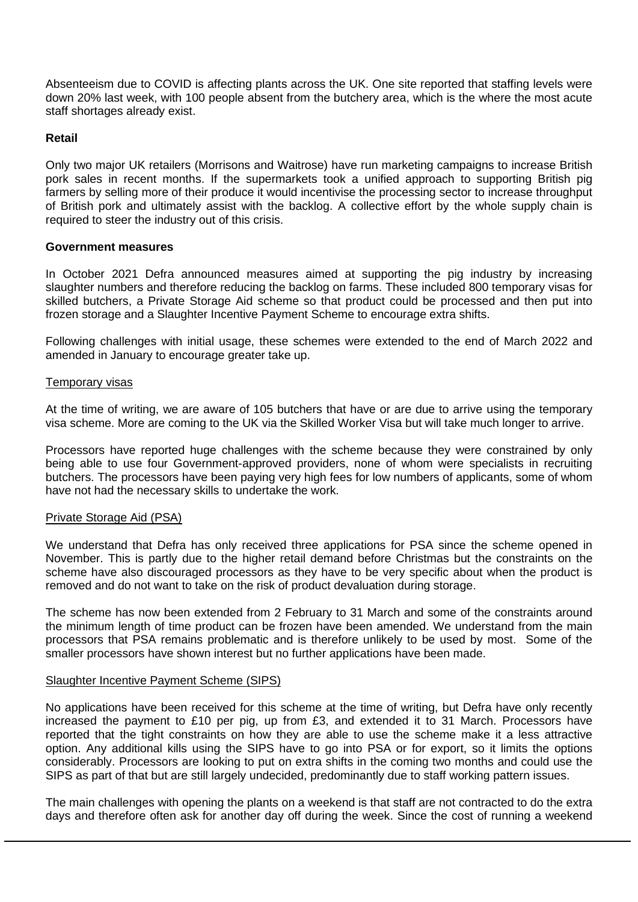Absenteeism due to COVID is affecting plants across the UK. One site reported that staffing levels were down 20% last week, with 100 people absent from the butchery area, which is the where the most acute staff shortages already exist.

**Retail**

Only two major UK retailers (Morrisons and Waitrose) have run marketing campaigns to increase British pork sales in recent months. If the supermarkets took a unified approach to supporting British pig farmers by selling more of their produce it would incentivise the processing sector to increase throughput of British pork and ultimately assist with the backlog. A collective effort by the whole supply chain is required to steer the industry out of this crisis.

**Government measures**

In October 2021 Defra announced measures aimed at supporting the pig industry by increasing slaughter numbers and therefore reducing the backlog on farms. These included 800 temporary visas for skilled butchers, a Private Storage Aid scheme so that product could be processed and then put into frozen storage and a Slaughter Incentive Payment Scheme to encourage extra shifts.

Following challenges with initial usage, these schemes were extended to the end of March 2022 and amended in January to encourage greater take up.

Temporary visas

At the time of writing, we are aware of 105 butchers that have or are due to arrive using the temporary visa scheme. More are coming to the UK via the Skilled Worker Visa but will take much longer to arrive.

Processors have reported huge challenges with the scheme because they were constrained by only being able to use four Government-approved providers, none of whom were specialists in recruiting butchers. The processors have been paying very high fees for low numbers of applicants, some of whom have not had the necessary skills to undertake the work.

Private Storage Aid (PSA)

We understand that Defra has only received three applications for PSA since the scheme opened in November. This is partly due to the higher retail demand before Christmas but the constraints on the scheme have also discouraged processors as they have to be very specific about when the product is removed and do not want to take on the risk of product devaluation during storage.

The scheme has now been extended from 2 February to 31 March and some of the constraints around the minimum length of time product can be frozen have been amended. We understand from the main processors that PSA remains problematic and is therefore unlikely to be used by most. Some of the smaller processors have shown interest but no further applications have been made.

Slaughter Incentive Payment Scheme (SIPS)

No applications have been received for this scheme at the time of writing, but Defra have only recently increased the payment to £10 per pig, up from £3, and extended it to 31 March. Processors have reported that the tight constraints on how they are able to use the scheme make it a less attractive option. Any additional kills using the SIPS have to go into PSA or for export, so it limits the options considerably. Processors are looking to put on extra shifts in the coming two months and could use the SIPS as part of that but are still largely undecided, predominantly due to staff working pattern issues.

The main challenges with opening the plants on a weekend is that staff are not contracted to do the extra days and therefore often ask for another day off during the week. Since the cost of running a weekend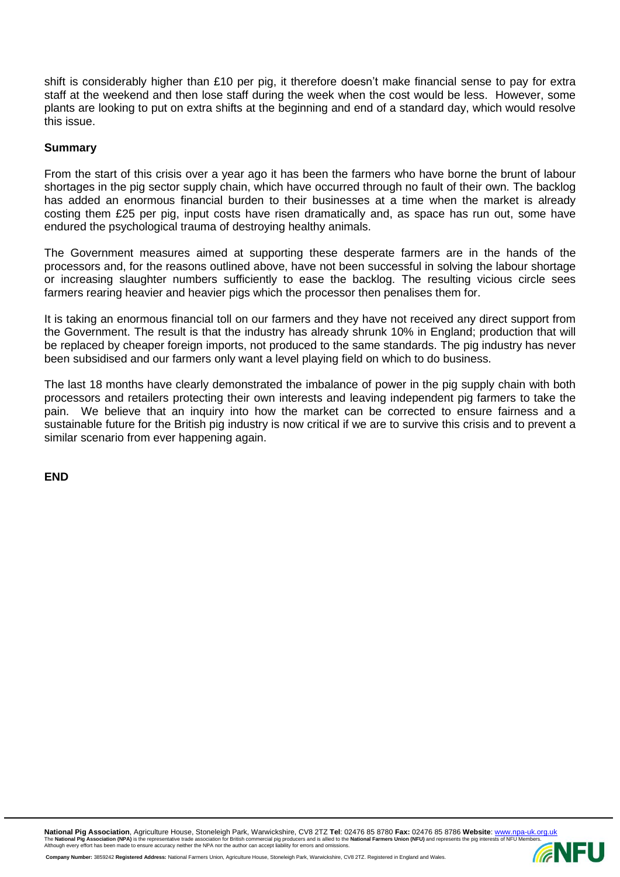shift is considerably higher than £10 per pig, it therefore doesn't make financial sense to pay for extra staff at the weekend and then lose staff during the week when the cost would be less. However, some plants are looking to put on extra shifts at the beginning and end of a standard day, which would resolve this issue.

**Summary**

From the start of this crisis over a year ago it has been the farmers who have borne the brunt of labour shortages in the pig sector supply chain, which have occurred through no fault of their own. The backlog has added an enormous financial burden to their businesses at a time when the market is already costing them £25 per pig, input costs have risen dramatically and, as space has run out, some have endured the psychological trauma of destroying healthy animals.

The Government measures aimed at supporting these desperate farmers are in the hands of the processors and, for the reasons outlined above, have not been successful in solving the labour shortage or increasing slaughter numbers sufficiently to ease the backlog. The resulting vicious circle sees farmers rearing heavier and heavier pigs which the processor then penalises them for.

It is taking an enormous financial toll on our farmers and they have not received any direct support from the Government. The result is that the industry has already shrunk 10% in England; production that will be replaced by cheaper foreign imports, not produced to the same standards. The pig industry has never been subsidised and our farmers only want a level playing field on which to do business.

The last 18 months have clearly demonstrated the imbalance of power in the pig supply chain with both processors and retailers protecting their own interests and leaving independent pig farmers to take the pain. We believe that an inquiry into how the market can be corrected to ensure fairness and a sustainable future for the British pig industry is now critical if we are to survive this crisis and to prevent a similar scenario from ever happening again.

**END**